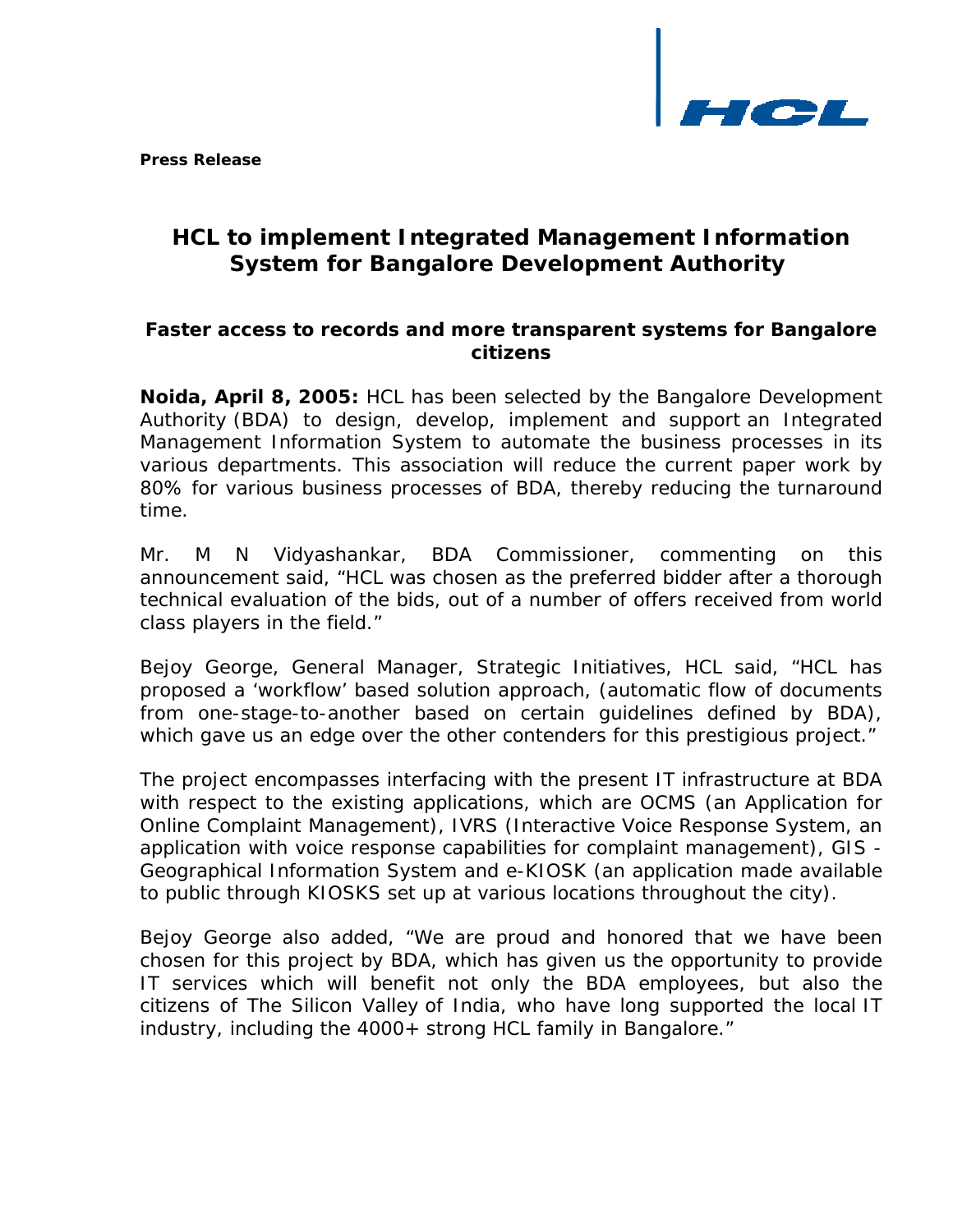**Press Release**

# HCL to implement Integrated Management Information System for Bangalore Development Authority

### Faster access to records and more transparent systems for Bangalore citizens

**Noida, April 8, 2005:** HCL has been selected by the Bangalore Development Authority (BDA) to design, develop, implement and support an Integrated Management Information System to automate the business processes in its various departments. This association will reduce the current paper work by 80% for various business processes of BDA, thereby reducing the turnaround time.

Mr. M N Vidyashankar, BDA Commissioner, commenting on this announcement said, "HCL was chosen as the preferred bidder after a thorough technical evaluation of the bids, out of a number of offers received from world class players in the field."

Bejoy George, General Manager, Strategic Initiatives, HCL said, "HCL has proposed a 'workflow' based solution approach, (automatic flow of documents from one-stage-to-another based on certain guidelines defined by BDA), which gave us an edge over the other contenders for this prestigious project."

The project encompasses interfacing with the present IT infrastructure at BDA with respect to the existing applications, which are OCMS (an Application for Online Complaint Management), IVRS (Interactive Voice Response System, an application with voice response capabilities for complaint management), GIS - Geographical Information System and e-KIOSK (an application made available to public through KIOSKS set up at various locations throughout the city).

Bejoy George also added, "We are proud and honored that we have been chosen for this project by BDA, which has given us the opportunity to provide IT services which will benefit not only the BDA employees, but also the citizens of The Silicon Valley of India, who have long supported the local IT industry, including the 4000+ strong HCL family in Bangalore."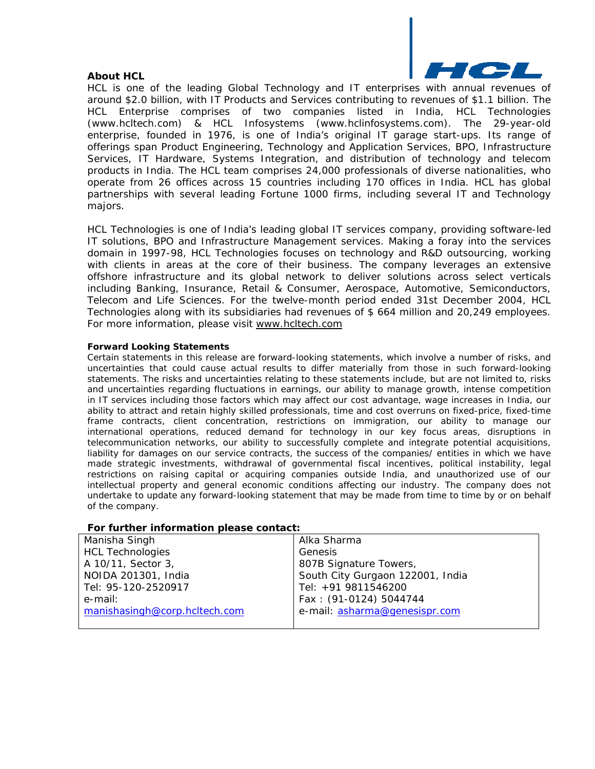**About HCL**

HCL is one of the leading Global Technology and IT enterprises with annual revenues of around \$2.0 billion, with IT Products and Services contributing to revenues of \$1.1 billion. The HCL Enterprise comprises of two companies listed in India, HCL Technologies (www.hcltech.com) & HCL Infosystems (www.hclinfosystems.com). The 29-year-old enterprise, founded in 1976, is one of India's original IT garage start-ups. Its range of offerings span Product Engineering, Technology and Application Services, BPO, Infrastructure Services, IT Hardware, Systems Integration, and distribution of technology and telecom products in India. The HCL team comprises 24,000 professionals of diverse nationalities, who operate from 26 offices across 15 countries including 170 offices in India. HCL has global partnerships with several leading Fortune 1000 firms, including several IT and Technology majors.

HCL Technologies is one of India's leading global IT services company, providing software-led IT solutions, BPO and Infrastructure Management services. Making a foray into the services domain in 1997-98, HCL Technologies focuses on technology and R&D outsourcing, working with clients in areas at the core of their business. The company leverages an extensive offshore infrastructure and its global network to deliver solutions across select verticals including Banking, Insurance, Retail & Consumer, Aerospace, Automotive, Semiconductors, Telecom and Life Sciences. For the twelve-month period ended 31st December 2004, HCL Technologies along with its subsidiaries had revenues of \$ 664 million and 20,249 employees. For more information, please visit www.hcltech.com

**Forward Looking Statements**

Certain statements in this release are forward-looking statements, which involve a number of risks, and uncertainties that could cause actual results to differ materially from those in such forward-looking statements. The risks and uncertainties relating to these statements include, but are not limited to, risks and uncertainties regarding fluctuations in earnings, our ability to manage growth, intense competition in IT services including those factors which may affect our cost advantage, wage increases in India, our ability to attract and retain highly skilled professionals, time and cost overruns on fixed-price, fixed-time frame contracts, client concentration, restrictions on immigration, our ability to manage our international operations, reduced demand for technology in our key focus areas, disruptions in telecommunication networks, our ability to successfully complete and integrate potential acquisitions, liability for damages on our service contracts, the success of the companies/ entities in which we have made strategic investments, withdrawal of governmental fiscal incentives, political instability, legal restrictions on raising capital or acquiring companies outside India, and unauthorized use of our intellectual property and general economic conditions affecting our industry. The company does not undertake to update any forward-looking statement that may be made from time to time by or on behalf of the company.

**For further information please contact:**

| | |
|---|---|
| Manisha Singh<br>HCL Technologies<br>A 10/11, Sector 3,<br>NOIDA 201301, India<br>Tel: 95-120-2520917<br>e-mail:<br>manishasingh@corp.hcltech.com | Alka Sharma<br>Genesis<br>807B Signature Towers,<br>South City Gurgaon 122001, India<br>Tel: +91 9811546200<br>Fax : (91-0124) 5044744<br>e-mail: asharma@genesispr.com |